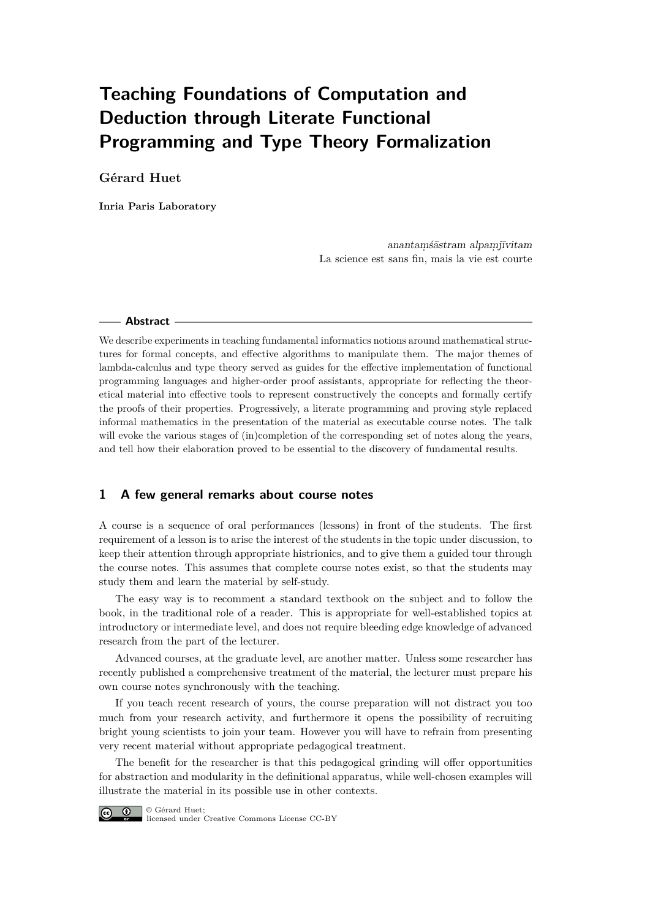# Teaching Foundations of Computation and Deduction through Literate Functional Programming and Type Theory Formalization

**Gérard Huet**

**Inria Paris Laboratory**

*anantaṃśāstram alpaṃjīvitam*
La science est sans fin, mais la vie est courte

## Abstract

We describe experiments in teaching fundamental informatics notions around mathematical structures for formal concepts, and effective algorithms to manipulate them. The major themes of lambda-calculus and type theory served as guides for the effective implementation of functional programming languages and higher-order proof assistants, appropriate for reflecting the theoretical material into effective tools to represent constructively the concepts and formally certify the proofs of their properties. Progressively, a literate programming and proving style replaced informal mathematics in the presentation of the material as executable course notes. The talk will evoke the various stages of (in)completion of the corresponding set of notes along the years, and tell how their elaboration proved to be essential to the discovery of fundamental results.

## 1 A few general remarks about course notes

A course is a sequence of oral performances (lessons) in front of the students. The first requirement of a lesson is to arise the interest of the students in the topic under discussion, to keep their attention through appropriate histrionics, and to give them a guided tour through the course notes. This assumes that complete course notes exist, so that the students may study them and learn the material by self-study.

The easy way is to recomment a standard textbook on the subject and to follow the book, in the traditional role of a reader. This is appropriate for well-established topics at introductory or intermediate level, and does not require bleeding edge knowledge of advanced research from the part of the lecturer.

Advanced courses, at the graduate level, are another matter. Unless some researcher has recently published a comprehensive treatment of the material, the lecturer must prepare his own course notes synchronously with the teaching.

If you teach recent research of yours, the course preparation will not distract you too much from your research activity, and furthermore it opens the possibility of recruiting bright young scientists to join your team. However you will have to refrain from presenting very recent material without appropriate pedagogical treatment.

The benefit for the researcher is that this pedagogical grinding will offer opportunities for abstraction and modularity in the definitional apparatus, while well-chosen examples will illustrate the material in its possible use in other contexts.

© Gérard Huet;
licensed under Creative Commons License CC-BY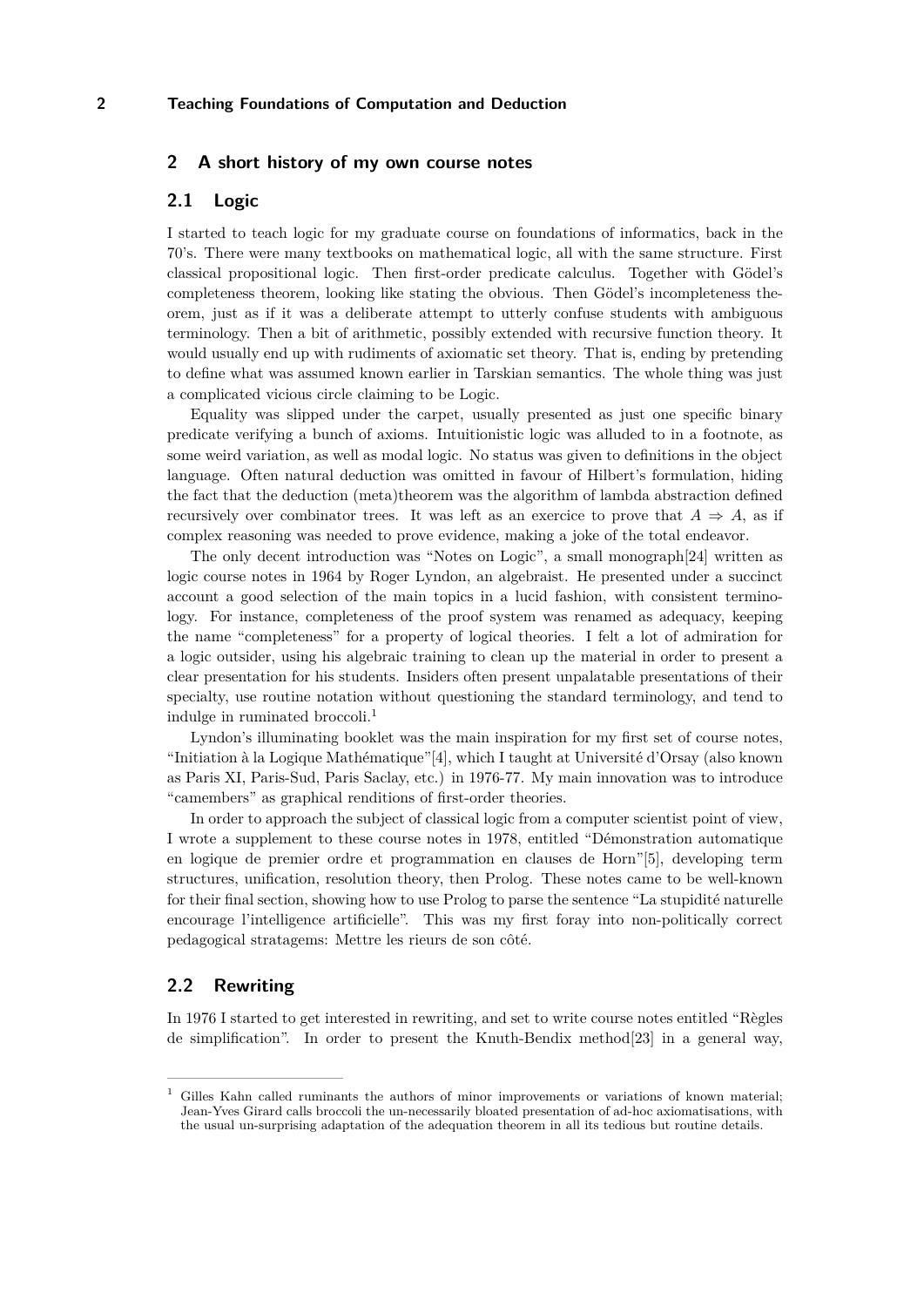## 2 A short history of my own course notes

### 2.1 Logic

I started to teach logic for my graduate course on foundations of informatics, back in the 70's. There were many textbooks on mathematical logic, all with the same structure. First classical propositional logic. Then first-order predicate calculus. Together with Gödel's completeness theorem, looking like stating the obvious. Then Gödel's incompleteness theorem, just as if it was a deliberate attempt to utterly confuse students with ambiguous terminology. Then a bit of arithmetic, possibly extended with recursive function theory. It would usually end up with rudiments of axiomatic set theory. That is, ending by pretending to define what was assumed known earlier in Tarskian semantics. The whole thing was just a complicated vicious circle claiming to be Logic.

Equality was slipped under the carpet, usually presented as just one specific binary predicate verifying a bunch of axioms. Intuitionistic logic was alluded to in a footnote, as some weird variation, as well as modal logic. No status was given to definitions in the object language. Often natural deduction was omitted in favour of Hilbert's formulation, hiding the fact that the deduction (meta)theorem was the algorithm of lambda abstraction defined recursively over combinator trees. It was left as an exercice to prove that $A \Rightarrow A$, as if complex reasoning was needed to prove evidence, making a joke of the total endeavor.

The only decent introduction was "Notes on Logic", a small monograph[24] written as logic course notes in 1964 by Roger Lyndon, an algebraist. He presented under a succinct account a good selection of the main topics in a lucid fashion, with consistent terminology. For instance, completeness of the proof system was renamed as adequacy, keeping the name "completeness" for a property of logical theories. I felt a lot of admiration for a logic outsider, using his algebraic training to clean up the material in order to present a clear presentation for his students. Insiders often present unpalatable presentations of their specialty, use routine notation without questioning the standard terminology, and tend to indulge in ruminated broccoli.[1]

Lyndon's illuminating booklet was the main inspiration for my first set of course notes, "Initiation à la Logique Mathématique"[4], which I taught at Université d'Orsay (also known as Paris XI, Paris-Sud, Paris Saclay, etc.) in 1976-77. My main innovation was to introduce "camembers" as graphical renditions of first-order theories.

In order to approach the subject of classical logic from a computer scientist point of view, I wrote a supplement to these course notes in 1978, entitled "Démonstration automatique en logique de premier ordre et programmation en clauses de Horn"[5], developing term structures, unification, resolution theory, then Prolog. These notes came to be well-known for their final section, showing how to use Prolog to parse the sentence "La stupidité naturelle encourage l'intelligence artificielle". This was my first foray into non-politically correct pedagogical stratagems: Mettre les rieurs de son côté.

### 2.2 Rewriting

In 1976 I started to get interested in rewriting, and set to write course notes entitled "Règles de simplification". In order to present the Knuth-Bendix method[23] in a general way,

---

[1] Gilles Kahn called ruminants the authors of minor improvements or variations of known material; Jean-Yves Girard calls broccoli the un-necessarily bloated presentation of ad-hoc axiomatisations, with the usual un-surprising adaptation of the adequation theorem in all its tedious but routine details.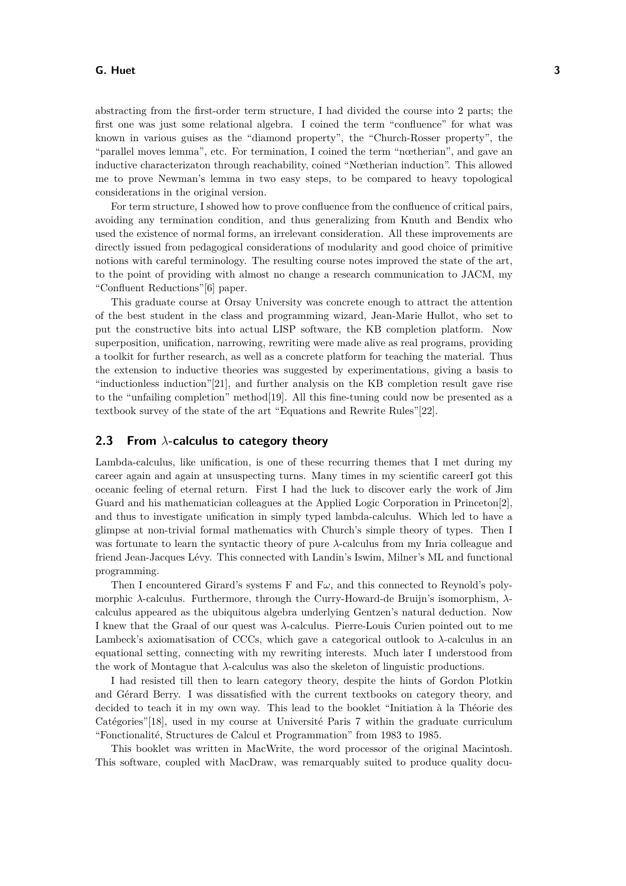abstracting from the first-order term structure, I had divided the course into 2 parts; the first one was just some relational algebra. I coined the term "confluence" for what was known in various guises as the "diamond property", the "Church-Rosser property", the "parallel moves lemma", etc. For termination, I coined the term "nœtherian", and gave an inductive characterizaton through reachability, coined "Nœtherian induction". This allowed me to prove Newman's lemma in two easy steps, to be compared to heavy topological considerations in the original version.

For term structure, I showed how to prove confluence from the confluence of critical pairs, avoiding any termination condition, and thus generalizing from Knuth and Bendix who used the existence of normal forms, an irrelevant consideration. All these improvements are directly issued from pedagogical considerations of modularity and good choice of primitive notions with careful terminology. The resulting course notes improved the state of the art, to the point of providing with almost no change a research communication to JACM, my "Confluent Reductions"[6] paper.

This graduate course at Orsay University was concrete enough to attract the attention of the best student in the class and programming wizard, Jean-Marie Hullot, who set to put the constructive bits into actual LISP software, the KB completion platform. Now superposition, unification, narrowing, rewriting were made alive as real programs, providing a toolkit for further research, as well as a concrete platform for teaching the material. Thus the extension to inductive theories was suggested by experimentations, giving a basis to "inductionless induction"[21], and further analysis on the KB completion result gave rise to the "unfailing completion" method[19]. All this fine-tuning could now be presented as a textbook survey of the state of the art "Equations and Rewrite Rules"[22].

### 2.3 From $\lambda$-calculus to category theory

Lambda-calculus, like unification, is one of these recurring themes that I met during my career again and again at unsuspecting turns. Many times in my scientific careerI got this oceanic feeling of eternal return. First I had the luck to discover early the work of Jim Guard and his mathematician colleagues at the Applied Logic Corporation in Princeton[2], and thus to investigate unification in simply typed lambda-calculus. Which led to have a glimpse at non-trivial formal mathematics with Church's simple theory of types. Then I was fortunate to learn the syntactic theory of pure $\lambda$-calculus from my Inria colleague and friend Jean-Jacques Lévy. This connected with Landin's Iswim, Milner's ML and functional programming.

Then I encountered Girard's systems F and F$\omega$, and this connected to Reynold's polymorphic $\lambda$-calculus. Furthermore, through the Curry-Howard-de Bruijn's isomorphism, $\lambda$-calculus appeared as the ubiquitous algebra underlying Gentzen's natural deduction. Now I knew that the Graal of our quest was $\lambda$-calculus. Pierre-Louis Curien pointed out to me Lambeck's axiomatisation of CCCs, which gave a categorical outlook to $\lambda$-calculus in an equational setting, connecting with my rewriting interests. Much later I understood from the work of Montague that $\lambda$-calculus was also the skeleton of linguistic productions.

I had resisted till then to learn category theory, despite the hints of Gordon Plotkin and Gérard Berry. I was dissatisfied with the current textbooks on category theory, and decided to teach it in my own way. This lead to the booklet "Initiation à la Théorie des Catégories"[18], used in my course at Université Paris 7 within the graduate curriculum "Fonctionalité, Structures de Calcul et Programmation" from 1983 to 1985.

This booklet was written in MacWrite, the word processor of the original Macintosh. This software, coupled with MacDraw, was remarquably suited to produce quality docu-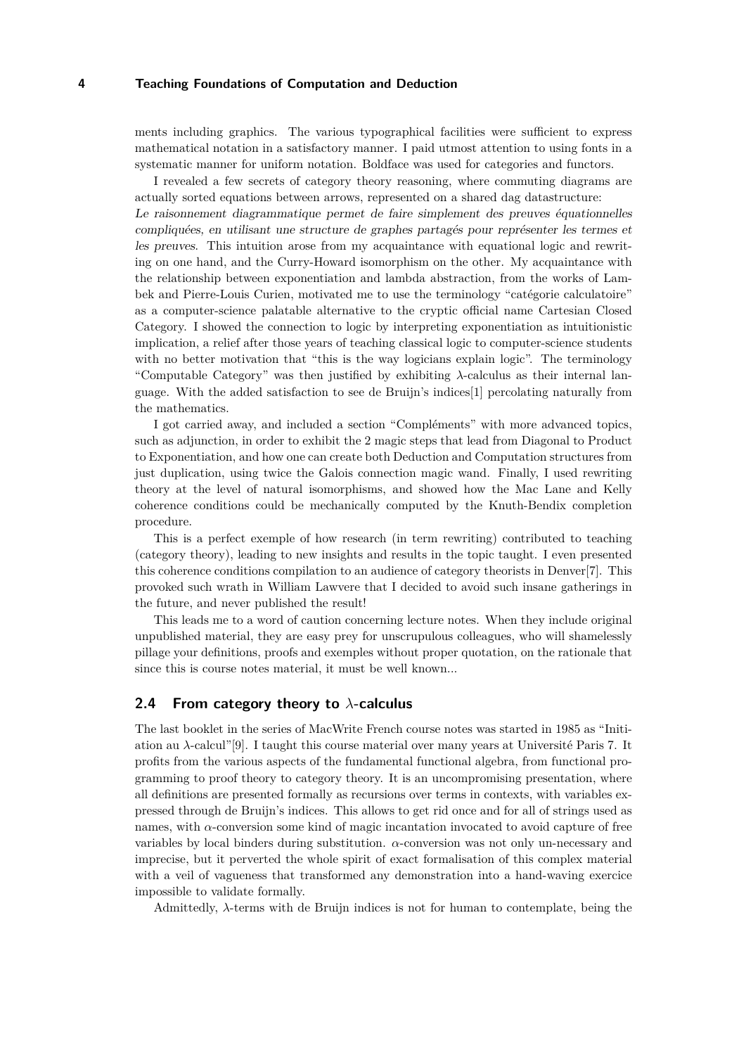ments including graphics. The various typographical facilities were sufficient to express mathematical notation in a satisfactory manner. I paid utmost attention to using fonts in a systematic manner for uniform notation. Boldface was used for categories and functors.

I revealed a few secrets of category theory reasoning, where commuting diagrams are actually sorted equations between arrows, represented on a shared dag datastructure: *Le raisonnement diagrammatique permet de faire simplement des preuves équationnelles compliquées, en utilisant une structure de graphes partagés pour représenter les termes et les preuves.* This intuition arose from my acquaintance with equational logic and rewriting on one hand, and the Curry-Howard isomorphism on the other. My acquaintance with the relationship between exponentiation and lambda abstraction, from the works of Lambek and Pierre-Louis Curien, motivated me to use the terminology "catégorie calculatoire" as a computer-science palatable alternative to the cryptic official name Cartesian Closed Category. I showed the connection to logic by interpreting exponentiation as intuitionistic implication, a relief after those years of teaching classical logic to computer-science students with no better motivation that "this is the way logicians explain logic". The terminology "Computable Category" was then justified by exhibiting $\lambda$-calculus as their internal language. With the added satisfaction to see de Bruijn's indices[1] percolating naturally from the mathematics.

I got carried away, and included a section "Compléments" with more advanced topics, such as adjunction, in order to exhibit the 2 magic steps that lead from Diagonal to Product to Exponentiation, and how one can create both Deduction and Computation structures from just duplication, using twice the Galois connection magic wand. Finally, I used rewriting theory at the level of natural isomorphisms, and showed how the Mac Lane and Kelly coherence conditions could be mechanically computed by the Knuth-Bendix completion procedure.

This is a perfect exemple of how research (in term rewriting) contributed to teaching (category theory), leading to new insights and results in the topic taught. I even presented this coherence conditions compilation to an audience of category theorists in Denver[7]. This provoked such wrath in William Lawvere that I decided to avoid such insane gatherings in the future, and never published the result!

This leads me to a word of caution concerning lecture notes. When they include original unpublished material, they are easy prey for unscrupulous colleagues, who will shamelessly pillage your definitions, proofs and exemples without proper quotation, on the rationale that since this is course notes material, it must be well known...

## 2.4 From category theory to $\lambda$-calculus

The last booklet in the series of MacWrite French course notes was started in 1985 as "Initiation au $\lambda$-calcul"[9]. I taught this course material over many years at Université Paris 7. It profits from the various aspects of the fundamental functional algebra, from functional programming to proof theory to category theory. It is an uncompromising presentation, where all definitions are presented formally as recursions over terms in contexts, with variables expressed through de Bruijn's indices. This allows to get rid once and for all of strings used as names, with $\alpha$-conversion some kind of magic incantation invocated to avoid capture of free variables by local binders during substitution. $\alpha$-conversion was not only un-necessary and imprecise, but it perverted the whole spirit of exact formalisation of this complex material with a veil of vagueness that transformed any demonstration into a hand-waving exercice impossible to validate formally.

Admittedly, $\lambda$-terms with de Bruijn indices is not for human to contemplate, being the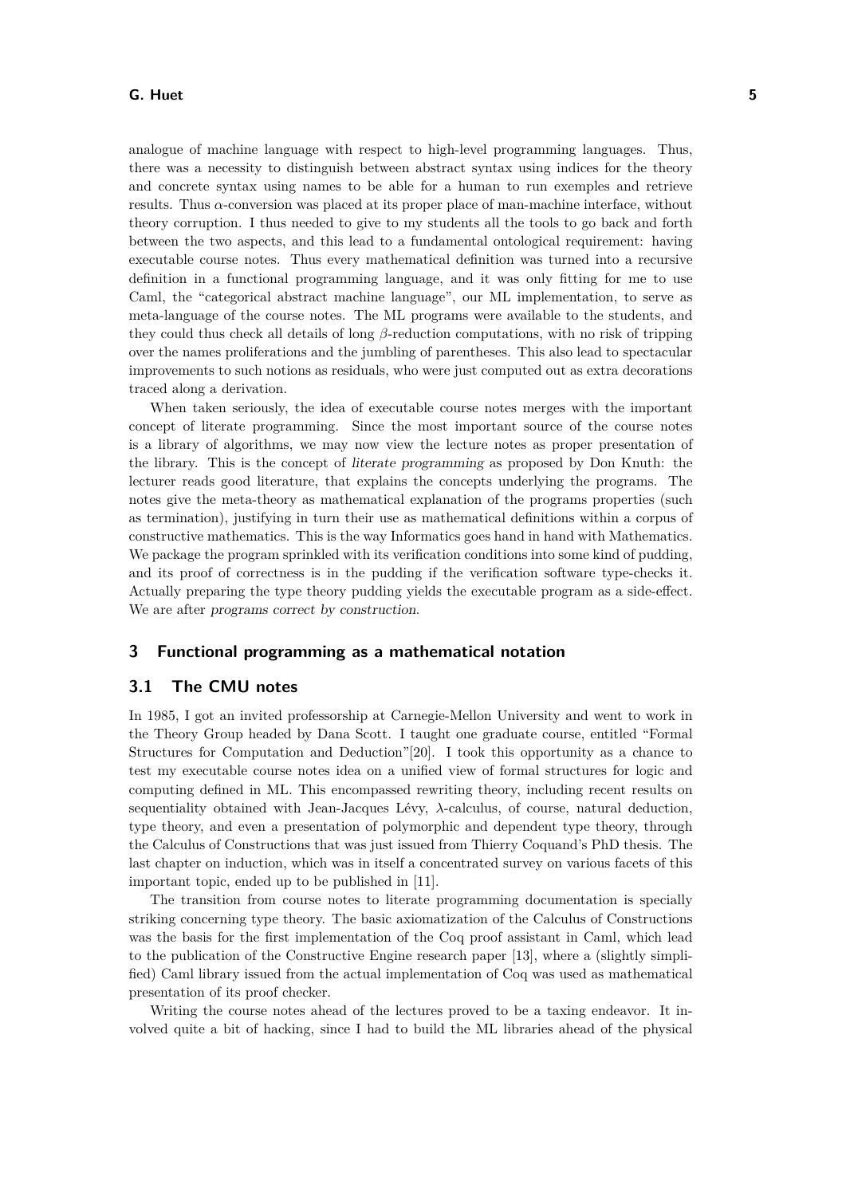analogue of machine language with respect to high-level programming languages. Thus, there was a necessity to distinguish between abstract syntax using indices for the theory and concrete syntax using names to be able for a human to run exemples and retrieve results. Thus $\alpha$-conversion was placed at its proper place of man-machine interface, without theory corruption. I thus needed to give to my students all the tools to go back and forth between the two aspects, and this lead to a fundamental ontological requirement: having executable course notes. Thus every mathematical definition was turned into a recursive definition in a functional programming language, and it was only fitting for me to use Caml, the "categorical abstract machine language", our ML implementation, to serve as meta-language of the course notes. The ML programs were available to the students, and they could thus check all details of long $\beta$-reduction computations, with no risk of tripping over the names proliferations and the jumbling of parentheses. This also lead to spectacular improvements to such notions as residuals, who were just computed out as extra decorations traced along a derivation.

When taken seriously, the idea of executable course notes merges with the important concept of literate programming. Since the most important source of the course notes is a library of algorithms, we may now view the lecture notes as proper presentation of the library. This is the concept of *literate programming* as proposed by Don Knuth: the lecturer reads good literature, that explains the concepts underlying the programs. The notes give the meta-theory as mathematical explanation of the programs properties (such as termination), justifying in turn their use as mathematical definitions within a corpus of constructive mathematics. This is the way Informatics goes hand in hand with Mathematics. We package the program sprinkled with its verification conditions into some kind of pudding, and its proof of correctness is in the pudding if the verification software type-checks it. Actually preparing the type theory pudding yields the executable program as a side-effect. We are after *programs correct by construction*.

## 3 Functional programming as a mathematical notation

### 3.1 The CMU notes

In 1985, I got an invited professorship at Carnegie-Mellon University and went to work in the Theory Group headed by Dana Scott. I taught one graduate course, entitled "Formal Structures for Computation and Deduction"[20]. I took this opportunity as a chance to test my executable course notes idea on a unified view of formal structures for logic and computing defined in ML. This encompassed rewriting theory, including recent results on sequentiality obtained with Jean-Jacques Lévy, $\lambda$-calculus, of course, natural deduction, type theory, and even a presentation of polymorphic and dependent type theory, through the Calculus of Constructions that was just issued from Thierry Coquand's PhD thesis. The last chapter on induction, which was in itself a concentrated survey on various facets of this important topic, ended up to be published in [11].

The transition from course notes to literate programming documentation is specially striking concerning type theory. The basic axiomatization of the Calculus of Constructions was the basis for the first implementation of the Coq proof assistant in Caml, which lead to the publication of the Constructive Engine research paper [13], where a (slightly simplified) Caml library issued from the actual implementation of Coq was used as mathematical presentation of its proof checker.

Writing the course notes ahead of the lectures proved to be a taxing endeavor. It involved quite a bit of hacking, since I had to build the ML libraries ahead of the physical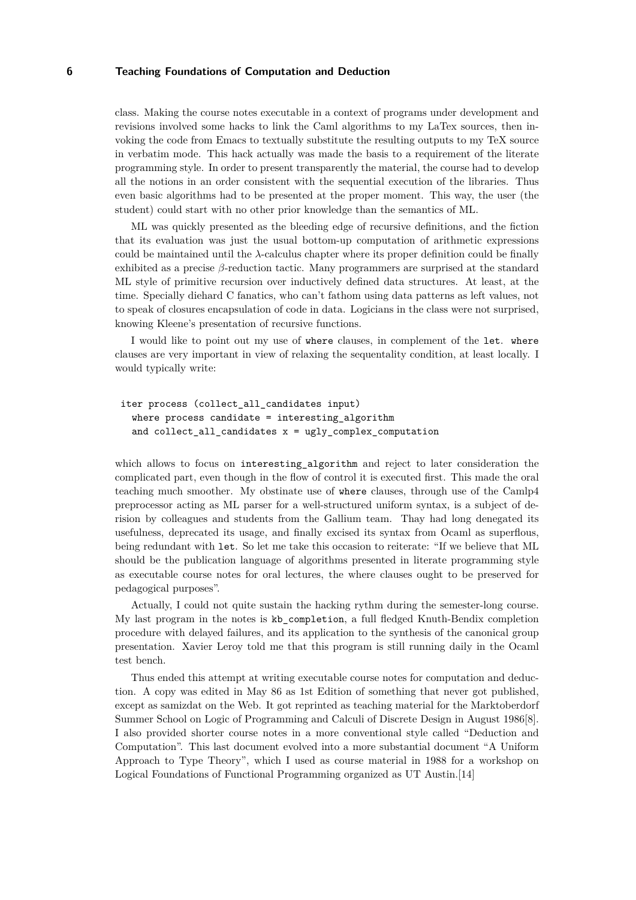class. Making the course notes executable in a context of programs under development and revisions involved some hacks to link the Caml algorithms to my LaTex sources, then invoking the code from Emacs to textually substitute the resulting outputs to my TeX source in verbatim mode. This hack actually was made the basis to a requirement of the literate programming style. In order to present transparently the material, the course had to develop all the notions in an order consistent with the sequential execution of the libraries. Thus even basic algorithms had to be presented at the proper moment. This way, the user (the student) could start with no other prior knowledge than the semantics of ML.

ML was quickly presented as the bleeding edge of recursive definitions, and the fiction that its evaluation was just the usual bottom-up computation of arithmetic expressions could be maintained until the $\lambda$-calculus chapter where its proper definition could be finally exhibited as a precise $\beta$-reduction tactic. Many programmers are surprised at the standard ML style of primitive recursion over inductively defined data structures. At least, at the time. Specially diehard C fanatics, who can't fathom using data patterns as left values, not to speak of closures encapsulation of code in data. Logicians in the class were not surprised, knowing Kleene's presentation of recursive functions.

I would like to point out my use of `where` clauses, in complement of the `let`. `where` clauses are very important in view of relaxing the sequentality condition, at least locally. I would typically write:

```
iter process (collect_all_candidates input)
  where process candidate = interesting_algorithm
  and collect_all_candidates x = ugly_complex_computation
```

which allows to focus on `interesting_algorithm` and reject to later consideration the complicated part, even though in the flow of control it is executed first. This made the oral teaching much smoother. My obstinate use of `where` clauses, through use of the Camlp4 preprocessor acting as ML parser for a well-structured uniform syntax, is a subject of derision by colleagues and students from the Gallium team. Thay had long denegated its usefulness, deprecated its usage, and finally excised its syntax from Ocaml as superflous, being redundant with `let`. So let me take this occasion to reiterate: "If we believe that ML should be the publication language of algorithms presented in literate programming style as executable course notes for oral lectures, the where clauses ought to be preserved for pedagogical purposes".

Actually, I could not quite sustain the hacking rythm during the semester-long course. My last program in the notes is `kb_completion`, a full fledged Knuth-Bendix completion procedure with delayed failures, and its application to the synthesis of the canonical group presentation. Xavier Leroy told me that this program is still running daily in the Ocaml test bench.

Thus ended this attempt at writing executable course notes for computation and deduction. A copy was edited in May 86 as 1st Edition of something that never got published, except as samizdat on the Web. It got reprinted as teaching material for the Marktoberdorf Summer School on Logic of Programming and Calculi of Discrete Design in August 1986[8]. I also provided shorter course notes in a more conventional style called "Deduction and Computation". This last document evolved into a more substantial document "A Uniform Approach to Type Theory", which I used as course material in 1988 for a workshop on Logical Foundations of Functional Programming organized as UT Austin.[14]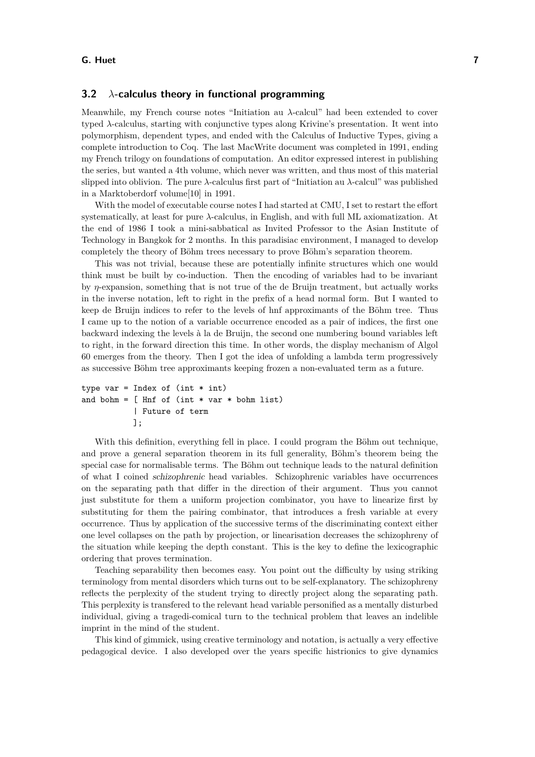### 3.2 $\lambda$-calculus theory in functional programming

Meanwhile, my French course notes "Initiation au $\lambda$-calcul" had been extended to cover typed $\lambda$-calculus, starting with conjunctive types along Krivine's presentation. It went into polymorphism, dependent types, and ended with the Calculus of Inductive Types, giving a complete introduction to Coq. The last MacWrite document was completed in 1991, ending my French trilogy on foundations of computation. An editor expressed interest in publishing the series, but wanted a 4th volume, which never was written, and thus most of this material slipped into oblivion. The pure $\lambda$-calculus first part of "Initiation au $\lambda$-calcul" was published in a Marktoberdorf volume[10] in 1991.

With the model of executable course notes I had started at CMU, I set to restart the effort systematically, at least for pure $\lambda$-calculus, in English, and with full ML axiomatization. At the end of 1986 I took a mini-sabbatical as Invited Professor to the Asian Institute of Technology in Bangkok for 2 months. In this paradisiac environment, I managed to develop completely the theory of Böhm trees necessary to prove Böhm's separation theorem.

This was not trivial, because these are potentially infinite structures which one would think must be built by co-induction. Then the encoding of variables had to be invariant by $\eta$-expansion, something that is not true of the de Bruijn treatment, but actually works in the inverse notation, left to right in the prefix of a head normal form. But I wanted to keep de Bruijn indices to refer to the levels of hnf approximants of the Böhm tree. Thus I came up to the notion of a variable occurrence encoded as a pair of indices, the first one backward indexing the levels à la de Bruijn, the second one numbering bound variables left to right, in the forward direction this time. In other words, the display mechanism of Algol 60 emerges from the theory. Then I got the idea of unfolding a lambda term progressively as successive Böhm tree approximants keeping frozen a non-evaluated term as a future.

```
type var = Index of (int * int)
and bohm = [ Hnf of (int * var * bohm list)
           | Future of term
           ];
```

With this definition, everything fell in place. I could program the Böhm out technique, and prove a general separation theorem in its full generality, Böhm's theorem being the special case for normalisable terms. The Böhm out technique leads to the natural definition of what I coined *schizophrenic* head variables. Schizophrenic variables have occurrences on the separating path that differ in the direction of their argument. Thus you cannot just substitute for them a uniform projection combinator, you have to linearize first by substituting for them the pairing combinator, that introduces a fresh variable at every occurrence. Thus by application of the successive terms of the discriminating context either one level collapses on the path by projection, or linearisation decreases the schizophreny of the situation while keeping the depth constant. This is the key to define the lexicographic ordering that proves termination.

Teaching separability then becomes easy. You point out the difficulty by using striking terminology from mental disorders which turns out to be self-explanatory. The schizophreny reflects the perplexity of the student trying to directly project along the separating path. This perplexity is transfered to the relevant head variable personified as a mentally disturbed individual, giving a tragedi-comical turn to the technical problem that leaves an indelible imprint in the mind of the student.

This kind of gimmick, using creative terminology and notation, is actually a very effective pedagogical device. I also developed over the years specific histrionics to give dynamics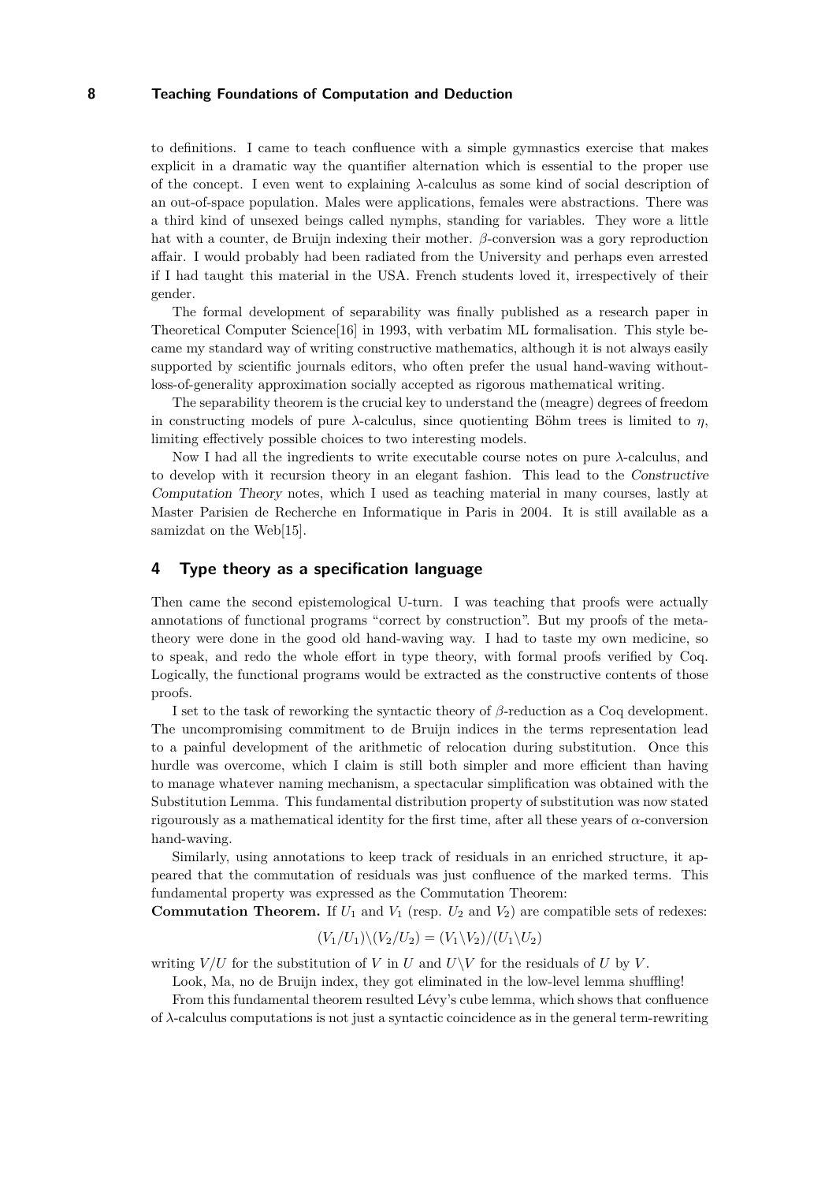to definitions. I came to teach confluence with a simple gymnastics exercise that makes explicit in a dramatic way the quantifier alternation which is essential to the proper use of the concept. I even went to explaining $\lambda$-calculus as some kind of social description of an out-of-space population. Males were applications, females were abstractions. There was a third kind of unsexed beings called nymphs, standing for variables. They wore a little hat with a counter, de Bruijn indexing their mother. $\beta$-conversion was a gory reproduction affair. I would probably had been radiated from the University and perhaps even arrested if I had taught this material in the USA. French students loved it, irrespectively of their gender.

The formal development of separability was finally published as a research paper in Theoretical Computer Science[16] in 1993, with verbatim ML formalisation. This style became my standard way of writing constructive mathematics, although it is not always easily supported by scientific journals editors, who often prefer the usual hand-waving without-loss-of-generality approximation socially accepted as rigorous mathematical writing.

The separability theorem is the crucial key to understand the (meagre) degrees of freedom in constructing models of pure $\lambda$-calculus, since quotienting Böhm trees is limited to $\eta$, limiting effectively possible choices to two interesting models.

Now I had all the ingredients to write executable course notes on pure $\lambda$-calculus, and to develop with it recursion theory in an elegant fashion. This lead to the *Constructive Computation Theory* notes, which I used as teaching material in many courses, lastly at Master Parisien de Recherche en Informatique in Paris in 2004. It is still available as a samizdat on the Web[15].

## 4 Type theory as a specification language

Then came the second epistemological U-turn. I was teaching that proofs were actually annotations of functional programs "correct by construction". But my proofs of the meta-theory were done in the good old hand-waving way. I had to taste my own medicine, so to speak, and redo the whole effort in type theory, with formal proofs verified by Coq. Logically, the functional programs would be extracted as the constructive contents of those proofs.

I set to the task of reworking the syntactic theory of $\beta$-reduction as a Coq development. The uncompromising commitment to de Bruijn indices in the terms representation lead to a painful development of the arithmetic of relocation during substitution. Once this hurdle was overcome, which I claim is still both simpler and more efficient than having to manage whatever naming mechanism, a spectacular simplification was obtained with the Substitution Lemma. This fundamental distribution property of substitution was now stated rigourously as a mathematical identity for the first time, after all these years of $\alpha$-conversion hand-waving.

Similarly, using annotations to keep track of residuals in an enriched structure, it appeared that the commutation of residuals was just confluence of the marked terms. This fundamental property was expressed as the Commutation Theorem:

**Commutation Theorem.** If $U_1$ and $V_1$ (resp. $U_2$ and $V_2$) are compatible sets of redexes:

$$(V_1/U_1)\backslash(V_2/U_2) = (V_1\backslash V_2)/(U_1\backslash U_2)$$

writing $V/U$ for the substitution of $V$ in $U$ and $U\backslash V$ for the residuals of $U$ by $V$.

Look, Ma, no de Bruijn index, they got eliminated in the low-level lemma shuffling!

From this fundamental theorem resulted Lévy's cube lemma, which shows that confluence of $\lambda$-calculus computations is not just a syntactic coincidence as in the general term-rewriting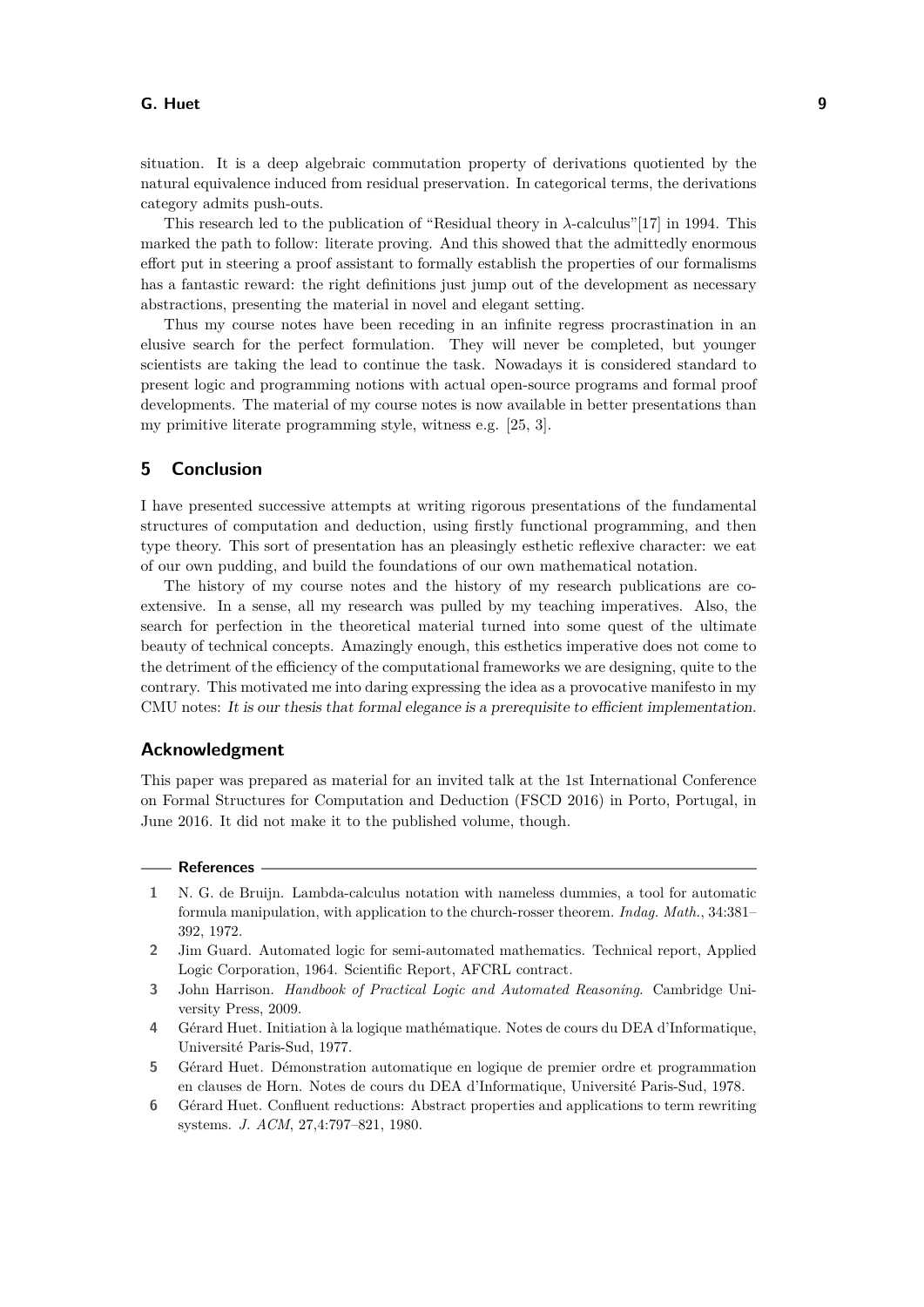situation. It is a deep algebraic commutation property of derivations quotiented by the natural equivalence induced from residual preservation. In categorical terms, the derivations category admits push-outs.

This research led to the publication of "Residual theory in $\lambda$-calculus"[17] in 1994. This marked the path to follow: literate proving. And this showed that the admittedly enormous effort put in steering a proof assistant to formally establish the properties of our formalisms has a fantastic reward: the right definitions just jump out of the development as necessary abstractions, presenting the material in novel and elegant setting.

Thus my course notes have been receding in an infinite regress procrastination in an elusive search for the perfect formulation. They will never be completed, but younger scientists are taking the lead to continue the task. Nowadays it is considered standard to present logic and programming notions with actual open-source programs and formal proof developments. The material of my course notes is now available in better presentations than my primitive literate programming style, witness e.g. [25, 3].

## 5 Conclusion

I have presented successive attempts at writing rigorous presentations of the fundamental structures of computation and deduction, using firstly functional programming, and then type theory. This sort of presentation has an pleasingly esthetic reflexive character: we eat of our own pudding, and build the foundations of our own mathematical notation.

The history of my course notes and the history of my research publications are co-extensive. In a sense, all my research was pulled by my teaching imperatives. Also, the search for perfection in the theoretical material turned into some quest of the ultimate beauty of technical concepts. Amazingly enough, this esthetics imperative does not come to the detriment of the efficiency of the computational frameworks we are designing, quite to the contrary. This motivated me into daring expressing the idea as a provocative manifesto in my CMU notes: *It is our thesis that formal elegance is a prerequisite to efficient implementation.*

### Acknowledgment

This paper was prepared as material for an invited talk at the 1st International Conference on Formal Structures for Computation and Deduction (FSCD 2016) in Porto, Portugal, in June 2016. It did not make it to the published volume, though.

### References

1. N. G. de Bruijn. Lambda-calculus notation with nameless dummies, a tool for automatic formula manipulation, with application to the church-rosser theorem. *Indag. Math.*, 34:381–392, 1972.
2. Jim Guard. Automated logic for semi-automated mathematics. Technical report, Applied Logic Corporation, 1964. Scientific Report, AFCRL contract.
3. John Harrison. *Handbook of Practical Logic and Automated Reasoning*. Cambridge University Press, 2009.
4. Gérard Huet. Initiation à la logique mathématique. Notes de cours du DEA d'Informatique, Université Paris-Sud, 1977.
5. Gérard Huet. Démonstration automatique en logique de premier ordre et programmation en clauses de Horn. Notes de cours du DEA d'Informatique, Université Paris-Sud, 1978.
6. Gérard Huet. Confluent reductions: Abstract properties and applications to term rewriting systems. *J. ACM*, 27,4:797–821, 1980.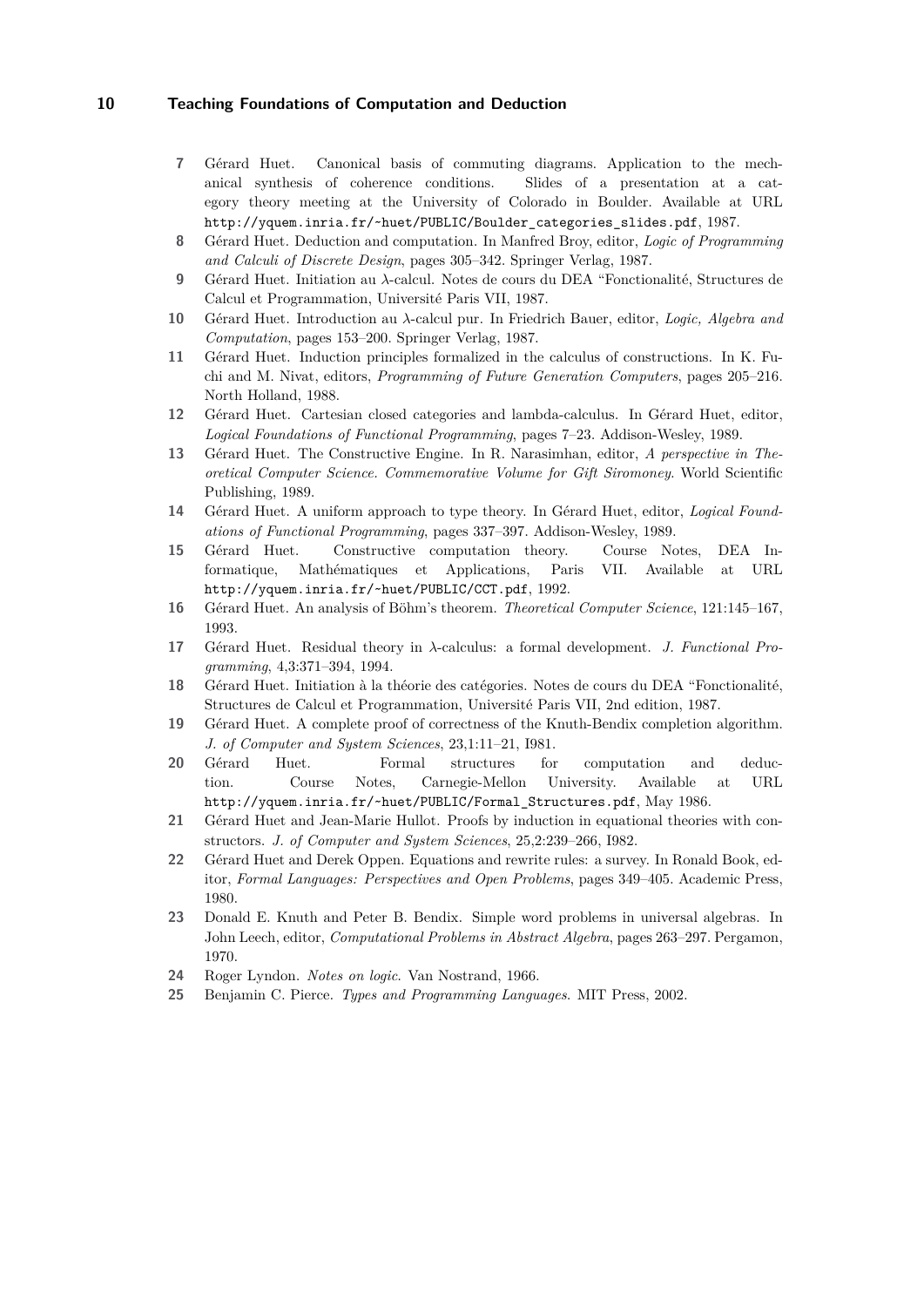7. Gérard Huet. Canonical basis of commuting diagrams. Application to the mechanical synthesis of coherence conditions. Slides of a presentation at a category theory meeting at the University of Colorado in Boulder. Available at URL http://yquem.inria.fr/~huet/PUBLIC/Boulder_categories_slides.pdf, 1987.
8. Gérard Huet. Deduction and computation. In Manfred Broy, editor, *Logic of Programming and Calculi of Discrete Design*, pages 305–342. Springer Verlag, 1987.
9. Gérard Huet. Initiation au $\lambda$-calcul. Notes de cours du DEA "Fonctionalité, Structures de Calcul et Programmation, Université Paris VII, 1987.
10. Gérard Huet. Introduction au $\lambda$-calcul pur. In Friedrich Bauer, editor, *Logic, Algebra and Computation*, pages 153–200. Springer Verlag, 1987.
11. Gérard Huet. Induction principles formalized in the calculus of constructions. In K. Fuchi and M. Nivat, editors, *Programming of Future Generation Computers*, pages 205–216. North Holland, 1988.
12. Gérard Huet. Cartesian closed categories and lambda-calculus. In Gérard Huet, editor, *Logical Foundations of Functional Programming*, pages 7–23. Addison-Wesley, 1989.
13. Gérard Huet. The Constructive Engine. In R. Narasimhan, editor, *A perspective in Theoretical Computer Science. Commemorative Volume for Gift Siromoney*. World Scientific Publishing, 1989.
14. Gérard Huet. A uniform approach to type theory. In Gérard Huet, editor, *Logical Foundations of Functional Programming*, pages 337–397. Addison-Wesley, 1989.
15. Gérard Huet. Constructive computation theory. Course Notes, DEA Informatique, Mathématiques et Applications, Paris VII. Available at URL http://yquem.inria.fr/~huet/PUBLIC/CCT.pdf, 1992.
16. Gérard Huet. An analysis of Böhm's theorem. *Theoretical Computer Science*, 121:145–167, 1993.
17. Gérard Huet. Residual theory in $\lambda$-calculus: a formal development. *J. Functional Programming*, 4,3:371–394, 1994.
18. Gérard Huet. Initiation à la théorie des catégories. Notes de cours du DEA "Fonctionalité, Structures de Calcul et Programmation, Université Paris VII, 2nd edition, 1987.
19. Gérard Huet. A complete proof of correctness of the Knuth-Bendix completion algorithm. *J. of Computer and System Sciences*, 23,1:11–21, I981.
20. Gérard Huet. Formal structures for computation and deduction. Course Notes, Carnegie-Mellon University. Available at URL http://yquem.inria.fr/~huet/PUBLIC/Formal_Structures.pdf, May 1986.
21. Gérard Huet and Jean-Marie Hullot. Proofs by induction in equational theories with constructors. *J. of Computer and System Sciences*, 25,2:239–266, I982.
22. Gérard Huet and Derek Oppen. Equations and rewrite rules: a survey. In Ronald Book, editor, *Formal Languages: Perspectives and Open Problems*, pages 349–405. Academic Press, 1980.
23. Donald E. Knuth and Peter B. Bendix. Simple word problems in universal algebras. In John Leech, editor, *Computational Problems in Abstract Algebra*, pages 263–297. Pergamon, 1970.
24. Roger Lyndon. *Notes on logic*. Van Nostrand, 1966.
25. Benjamin C. Pierce. *Types and Programming Languages*. MIT Press, 2002.